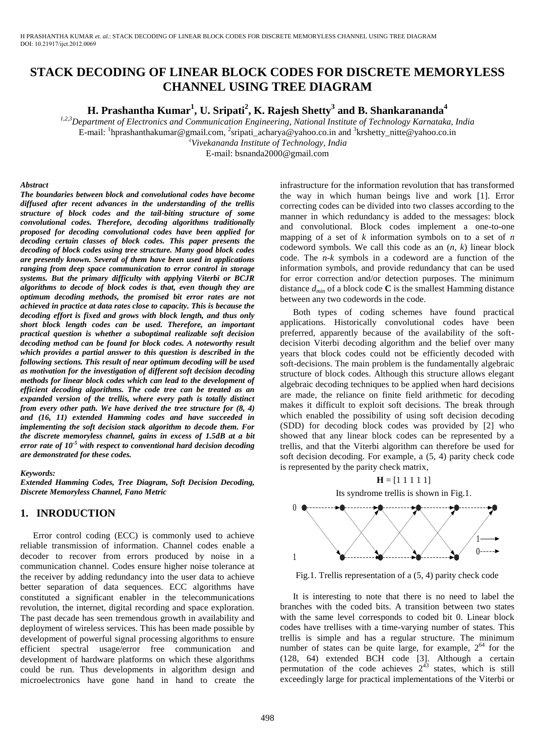# STACK DECODING OF LINEAR BLOCK CODES FOR DISCRETE MEMORYLESS CHANNEL USING TREE DIAGRAM

**H. Prashantha Kumar[1], U. Sripati[2], K. Rajesh Shetty[3] and B. Shankarananda[4]**

*[1,2,3]Department of Electronics and Communication Engineering, National Institute of Technology Karnataka, India*
E-mail: [1]hprashanthakumar@gmail.com, [2]sripati_acharya@yahoo.co.in and [3]krshetty_nitte@yahoo.co.in
*[4]Vivekananda Institute of Technology, India*
E-mail: bsnanda2000@gmail.com

***Abstract***

***The boundaries between block and convolutional codes have become diffused after recent advances in the understanding of the trellis structure of block codes and the tail-biting structure of some convolutional codes. Therefore, decoding algorithms traditionally proposed for decoding convolutional codes have been applied for decoding certain classes of block codes. This paper presents the decoding of block codes using tree structure. Many good block codes are presently known. Several of them have been used in applications ranging from deep space communication to error control in storage systems. But the primary difficulty with applying Viterbi or BCJR algorithms to decode of block codes is that, even though they are optimum decoding methods, the promised bit error rates are not achieved in practice at data rates close to capacity. This is because the decoding effort is fixed and grows with block length, and thus only short block length codes can be used. Therefore, an important practical question is whether a suboptimal realizable soft decision decoding method can be found for block codes. A noteworthy result which provides a partial answer to this question is described in the following sections. This result of near optimum decoding will be used as motivation for the investigation of different soft decision decoding methods for linear block codes which can lead to the development of efficient decoding algorithms. The code tree can be treated as an expanded version of the trellis, where every path is totally distinct from every other path. We have derived the tree structure for (8, 4) and (16, 11) extended Hamming codes and have succeeded in implementing the soft decision stack algorithm to decode them. For the discrete memoryless channel, gains in excess of 1.5dB at a bit error rate of $10^{-5}$ with respect to conventional hard decision decoding are demonstrated for these codes.***

***Keywords:***

***Extended Hamming Codes, Tree Diagram, Soft Decision Decoding, Discrete Memoryless Channel, Fano Metric***

## 1. INRODUCTION

Error control coding (ECC) is commonly used to achieve reliable transmission of information. Channel codes enable a decoder to recover from errors produced by noise in a communication channel. Codes ensure higher noise tolerance at the receiver by adding redundancy into the user data to achieve better separation of data sequences. ECC algorithms have constituted a significant enabler in the telecommunications revolution, the internet, digital recording and space exploration. The past decade has seen tremendous growth in availability and deployment of wireless services. This has been made possible by development of powerful signal processing algorithms to ensure efficient spectral usage/error free communication and development of hardware platforms on which these algorithms could be run. Thus developments in algorithm design and microelectronics have gone hand in hand to create the infrastructure for the information revolution that has transformed the way in which human beings live and work [1]. Error correcting codes can be divided into two classes according to the manner in which redundancy is added to the messages: block and convolutional. Block codes implement a one-to-one mapping of a set of $k$ information symbols on to a set of $n$ codeword symbols. We call this code as an $(n, k)$ linear block code. The $n$-$k$ symbols in a codeword are a function of the information symbols, and provide redundancy that can be used for error correction and/or detection purposes. The minimum distance $d_{min}$ of a block code **C** is the smallest Hamming distance between any two codewords in the code.

Both types of coding schemes have found practical applications. Historically convolutional codes have been preferred, apparently because of the availability of the soft-decision Viterbi decoding algorithm and the belief over many years that block codes could not be efficiently decoded with soft-decisions. The main problem is the fundamentally algebraic structure of block codes. Although this structure allows elegant algebraic decoding techniques to be applied when hard decisions are made, the reliance on finite field arithmetic for decoding makes it difficult to exploit soft decisions. The break through which enabled the possibility of using soft decision decoding (SDD) for decoding block codes was provided by [2] who showed that any linear block codes can be represented by a trellis, and that the Viterbi algorithm can therefore be used for soft decision decoding. For example, a (5, 4) parity check code is represented by the parity check matrix,

$$\mathbf{H} = [1\ 1\ 1\ 1\ 1]$$

Its syndrome trellis is shown in Fig.1.

Fig.1. Trellis representation of a (5, 4) parity check code

It is interesting to note that there is no need to label the branches with the coded bits. A transition between two states with the same level corresponds to coded bit 0. Linear block codes have trellises with a time-varying number of states. This trellis is simple and has a regular structure. The minimum number of states can be quite large, for example, $2^{64}$ for the (128, 64) extended BCH code [3]. Although a certain permutation of the code achieves $2^{43}$ states, which is still exceedingly large for practical implementations of the Viterbi or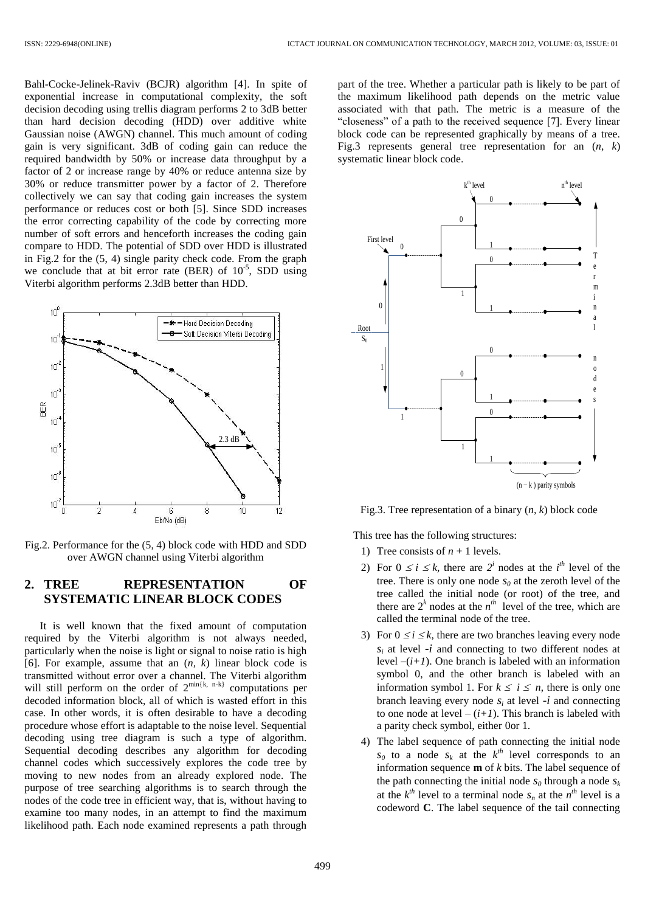Bahl-Cocke-Jelinek-Raviv (BCJR) algorithm [4]. In spite of exponential increase in computational complexity, the soft decision decoding using trellis diagram performs 2 to 3dB better than hard decision decoding (HDD) over additive white Gaussian noise (AWGN) channel. This much amount of coding gain is very significant. 3dB of coding gain can reduce the required bandwidth by 50% or increase data throughput by a factor of 2 or increase range by 40% or reduce antenna size by 30% or reduce transmitter power by a factor of 2. Therefore collectively we can say that coding gain increases the system performance or reduces cost or both [5]. Since SDD increases the error correcting capability of the code by correcting more number of soft errors and henceforth increases the coding gain compare to HDD. The potential of SDD over HDD is illustrated in Fig.2 for the (5, 4) single parity check code. From the graph we conclude that at bit error rate (BER) of $10^{-5}$, SDD using Viterbi algorithm performs 2.3dB better than HDD.

Fig.2. Performance for the (5, 4) block code with HDD and SDD over AWGN channel using Viterbi algorithm

## 2. TREE REPRESENTATION OF SYSTEMATIC LINEAR BLOCK CODES

It is well known that the fixed amount of computation required by the Viterbi algorithm is not always needed, particularly when the noise is light or signal to noise ratio is high [6]. For example, assume that an $(n, k)$ linear block code is transmitted without error over a channel. The Viterbi algorithm will still perform on the order of $2^{\min\{k,\ n-k\}}$ computations per decoded information block, all of which is wasted effort in this case. In other words, it is often desirable to have a decoding procedure whose effort is adaptable to the noise level. Sequential decoding using tree diagram is such a type of algorithm. Sequential decoding describes any algorithm for decoding channel codes which successively explores the code tree by moving to new nodes from an already explored node. The purpose of tree searching algorithms is to search through the nodes of the code tree in efficient way, that is, without having to examine too many nodes, in an attempt to find the maximum likelihood path. Each node examined represents a path through part of the tree. Whether a particular path is likely to be part of the maximum likelihood path depends on the metric value associated with that path. The metric is a measure of the "closeness" of a path to the received sequence [7]. Every linear block code can be represented graphically by means of a tree. Fig.3 represents general tree representation for an $(n, k)$ systematic linear block code.

Fig.3. Tree representation of a binary $(n, k)$ block code

This tree has the following structures:

1) Tree consists of $n + 1$ levels.
2) For $0 \leq i \leq k$, there are $2^i$ nodes at the $i^{th}$ level of the tree. There is only one node $s_0$ at the zeroth level of the tree called the initial node (or root) of the tree, and there are $2^k$ nodes at the $n^{th}$ level of the tree, which are called the terminal node of the tree.
3) For $0 \leq i \leq k$, there are two branches leaving every node $s_i$ at level $-i$ and connecting to two different nodes at level $-(i+1)$. One branch is labeled with an information symbol 0, and the other branch is labeled with an information symbol 1. For $k \leq i \leq n$, there is only one branch leaving every node $s_i$ at level $-i$ and connecting to one node at level $-(i+1)$. This branch is labeled with a parity check symbol, either 0or 1.
4) The label sequence of path connecting the initial node $s_0$ to a node $s_k$ at the $k^{th}$ level corresponds to an information sequence **m** of $k$ bits. The label sequence of the path connecting the initial node $s_0$ through a node $s_k$ at the $k^{th}$ level to a terminal node $s_n$ at the $n^{th}$ level is a codeword **C**. The label sequence of the tail connecting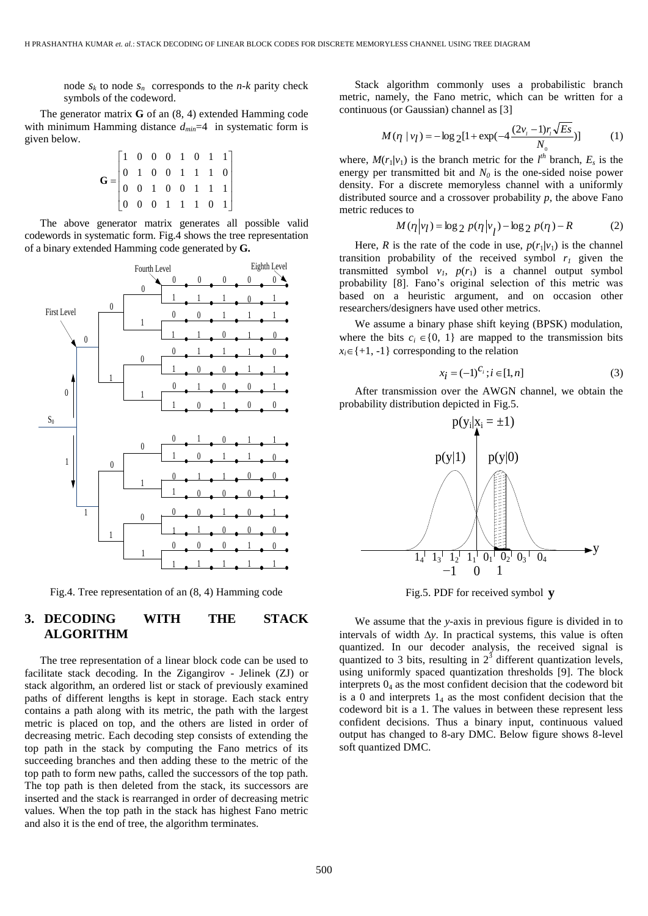node $s_k$ to node $s_n$ corresponds to the *n-k* parity check symbols of the codeword.

The generator matrix **G** of an (8, 4) extended Hamming code with minimum Hamming distance $d_{min}$=4 in systematic form is given below.

$$\mathbf{G} = \begin{bmatrix} 1 & 0 & 0 & 0 & 1 & 0 & 1 & 1 \\ 0 & 1 & 0 & 0 & 1 & 1 & 1 & 0 \\ 0 & 0 & 1 & 0 & 0 & 1 & 1 & 1 \\ 0 & 0 & 0 & 1 & 1 & 1 & 0 & 1 \end{bmatrix}$$

The above generator matrix generates all possible valid codewords in systematic form. Fig.4 shows the tree representation of a binary extended Hamming code generated by **G.**

Fig.4. Tree representation of an (8, 4) Hamming code

## 3. DECODING WITH THE STACK ALGORITHM

The tree representation of a linear block code can be used to facilitate stack decoding. In the Zigangirov - Jelinek (ZJ) or stack algorithm, an ordered list or stack of previously examined paths of different lengths is kept in storage. Each stack entry contains a path along with its metric, the path with the largest metric is placed on top, and the others are listed in order of decreasing metric. Each decoding step consists of extending the top path in the stack by computing the Fano metrics of its succeeding branches and then adding these to the metric of the top path to form new paths, called the successors of the top path. The top path is then deleted from the stack, its successors are inserted and the stack is rearranged in order of decreasing metric values. When the top path in the stack has highest Fano metric and also it is the end of tree, the algorithm terminates.

Stack algorithm commonly uses a probabilistic branch metric, namely, the Fano metric, which can be written for a continuous (or Gaussian) channel as [3]

$$M(\eta \mid v_l) = -\log_2[1 + \exp(-4\frac{(2v_l - 1)r_l\sqrt{Es}}{N_0})] \qquad (1)$$

where, $M(r_1|v_1)$ is the branch metric for the $l^{th}$ branch, $E_s$ is the energy per transmitted bit and $N_0$ is the one-sided noise power density. For a discrete memoryless channel with a uniformly distributed source and a crossover probability *p*, the above Fano metric reduces to

$$M(\eta|v_l) = \log_2 p(\eta|v_l) - \log_2 p(\eta) - R \qquad (2)$$

Here, *R* is the rate of the code in use, $p(r_1|v_1)$ is the channel transition probability of the received symbol $r_1$ given the transmitted symbol $v_1$, $p(r_1)$ is a channel output symbol probability [8]. Fano's original selection of this metric was based on a heuristic argument, and on occasion other researchers/designers have used other metrics.

We assume a binary phase shift keying (BPSK) modulation, where the bits $c_i \in \{0, 1\}$ are mapped to the transmission bits $x_i \in \{+1, -1\}$ corresponding to the relation

$$x_i = (-1)^{c_i}; i \in [1, n] \qquad (3)$$

After transmission over the AWGN channel, we obtain the probability distribution depicted in Fig.5.

Fig.5. PDF for received symbol **y**

We assume that the *y*-axis in previous figure is divided in to intervals of width $\Delta y$. In practical systems, this value is often quantized. In our decoder analysis, the received signal is quantized to 3 bits, resulting in $2^3$ different quantization levels, using uniformly spaced quantization thresholds [9]. The block interprets $0_4$ as the most confident decision that the codeword bit is a 0 and interprets $1_4$ as the most confident decision that the codeword bit is a 1. The values in between these represent less confident decisions. Thus a binary input, continuous valued output has changed to 8-ary DMC. Below figure shows 8-level soft quantized DMC.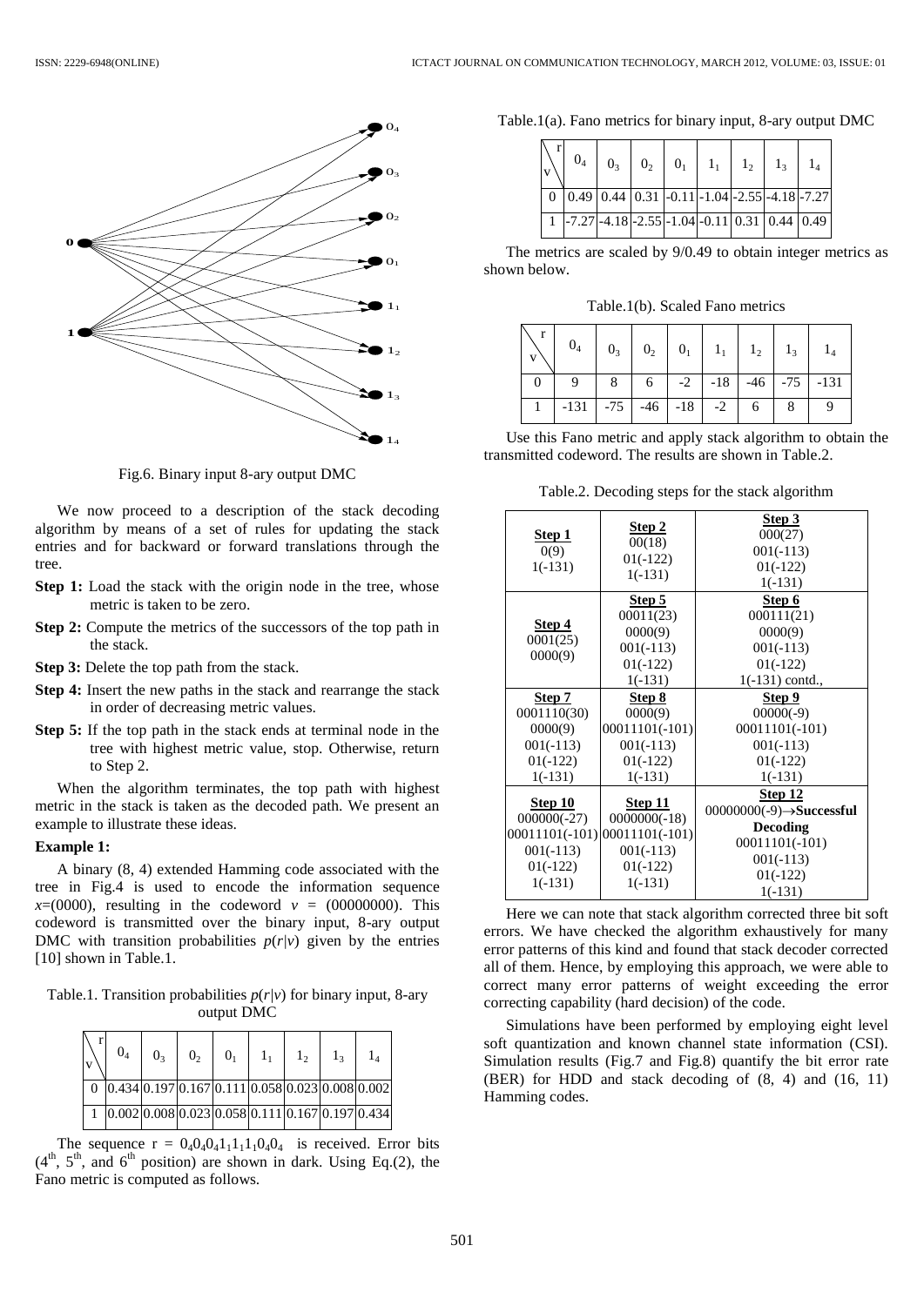Fig.6. Binary input 8-ary output DMC

We now proceed to a description of the stack decoding algorithm by means of a set of rules for updating the stack entries and for backward or forward translations through the tree.

- **Step 1:** Load the stack with the origin node in the tree, whose metric is taken to be zero.
- **Step 2:** Compute the metrics of the successors of the top path in the stack.
- **Step 3:** Delete the top path from the stack.
- **Step 4:** Insert the new paths in the stack and rearrange the stack in order of decreasing metric values.
- **Step 5:** If the top path in the stack ends at terminal node in the tree with highest metric value, stop. Otherwise, return to Step 2.

When the algorithm terminates, the top path with highest metric in the stack is taken as the decoded path. We present an example to illustrate these ideas.

**Example 1:**

A binary (8, 4) extended Hamming code associated with the tree in Fig.4 is used to encode the information sequence $x$=(0000), resulting in the codeword $v$ = (00000000). This codeword is transmitted over the binary input, 8-ary output DMC with transition probabilities $p(r|v)$ given by the entries [10] shown in Table.1.

Table.1. Transition probabilities $p(r|v)$ for binary input, 8-ary output DMC

| v \ r | $0_4$ | $0_3$ | $0_2$ | $0_1$ | $1_1$ | $1_2$ | $1_3$ | $1_4$ |
|---|---|---|---|---|---|---|---|---|
| 0 | 0.434 | 0.197 | 0.167 | 0.111 | 0.058 | 0.023 | 0.008 | 0.002 |
| 1 | 0.002 | 0.008 | 0.023 | 0.058 | 0.111 | 0.167 | 0.197 | 0.434 |

The sequence $r = 0_4 0_4 0_4 1_1 1_1 1_1 0_4 0_4$ is received. Error bits ($4^{th}$, $5^{th}$, and $6^{th}$ position) are shown in dark. Using Eq.(2), the Fano metric is computed as follows.

Table.1(a). Fano metrics for binary input, 8-ary output DMC

| v \ r | $0_4$ | $0_3$ | $0_2$ | $0_1$ | $1_1$ | $1_2$ | $1_3$ | $1_4$ |
|---|---|---|---|---|---|---|---|---|
| 0 | 0.49 | 0.44 | 0.31 | -0.11 | -1.04 | -2.55 | -4.18 | -7.27 |
| 1 | -7.27 | -4.18 | -2.55 | -1.04 | -0.11 | 0.31 | 0.44 | 0.49 |

The metrics are scaled by 9/0.49 to obtain integer metrics as shown below.

Table.1(b). Scaled Fano metrics

| v \ r | $0_4$ | $0_3$ | $0_2$ | $0_1$ | $1_1$ | $1_2$ | $1_3$ | $1_4$ |
|---|---|---|---|---|---|---|---|---|
| 0 | 9 | 8 | 6 | -2 | -18 | -46 | -75 | -131 |
| 1 | -131 | -75 | -46 | -18 | -2 | 6 | 8 | 9 |

Use this Fano metric and apply stack algorithm to obtain the transmitted codeword. The results are shown in Table.2.

Table.2. Decoding steps for the stack algorithm

| **Step 1** | **Step 2** | **Step 3** |
|---|---|---|
| 0(9)<br>1(-131) | 00(18)<br>01(-122)<br>1(-131) | 000(27)<br>001(-113)<br>01(-122)<br>1(-131) |
| **Step 4** | **Step 5** | **Step 6** |
| 0001(25)<br>0000(9) | 00011(23)<br>0000(9)<br>001(-113)<br>01(-122)<br>1(-131) | 000111(21)<br>0000(9)<br>001(-113)<br>01(-122)<br>1(-131) contd., |
| **Step 7** | **Step 8** | **Step 9** |
| 0001110(30)<br>0000(9)<br>001(-113)<br>01(-122)<br>1(-131) | 0000(9)<br>00011101(-101)<br>001(-113)<br>01(-122)<br>1(-131) | 00000(-9)<br>00011101(-101)<br>001(-113)<br>01(-122)<br>1(-131) |
| **Step 10** | **Step 11** | **Step 12** |
| 000000(-27)<br>00011101(-101)<br>001(-113)<br>01(-122)<br>1(-131) | 0000000(-18)<br>00011101(-101)<br>001(-113)<br>01(-122)<br>1(-131) | 00000000(-9)→**Successful Decoding**<br>00011101(-101)<br>001(-113)<br>01(-122)<br>1(-131) |

Here we can note that stack algorithm corrected three bit soft errors. We have checked the algorithm exhaustively for many error patterns of this kind and found that stack decoder corrected all of them. Hence, by employing this approach, we were able to correct many error patterns of weight exceeding the error correcting capability (hard decision) of the code.

Simulations have been performed by employing eight level soft quantization and known channel state information (CSI). Simulation results (Fig.7 and Fig.8) quantify the bit error rate (BER) for HDD and stack decoding of (8, 4) and (16, 11) Hamming codes.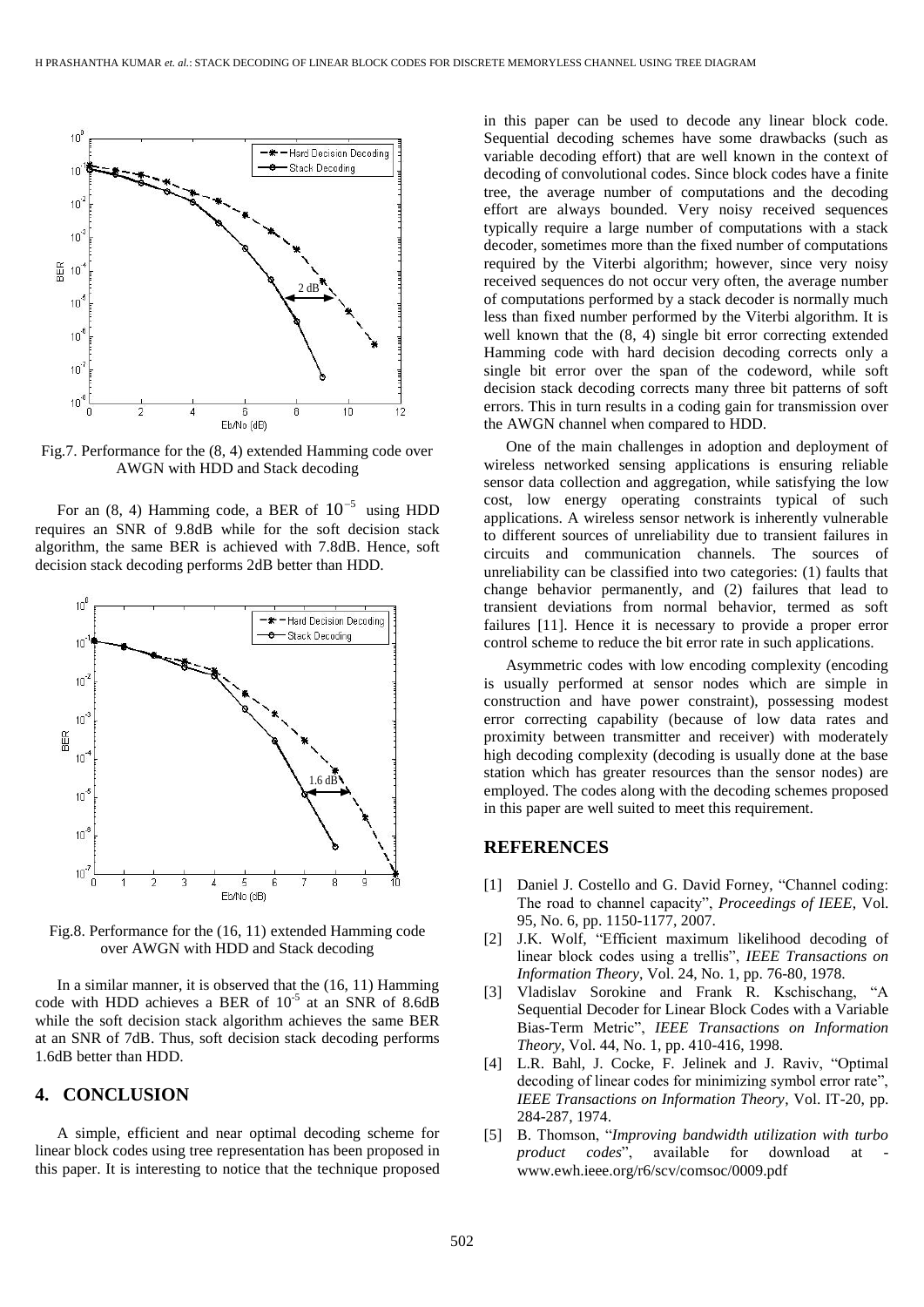Fig.7. Performance for the (8, 4) extended Hamming code over AWGN with HDD and Stack decoding

For an (8, 4) Hamming code, a BER of $10^{-5}$ using HDD requires an SNR of 9.8dB while for the soft decision stack algorithm, the same BER is achieved with 7.8dB. Hence, soft decision stack decoding performs 2dB better than HDD.

Fig.8. Performance for the (16, 11) extended Hamming code over AWGN with HDD and Stack decoding

In a similar manner, it is observed that the (16, 11) Hamming code with HDD achieves a BER of $10^{-5}$ at an SNR of 8.6dB while the soft decision stack algorithm achieves the same BER at an SNR of 7dB. Thus, soft decision stack decoding performs 1.6dB better than HDD.

## 4. CONCLUSION

A simple, efficient and near optimal decoding scheme for linear block codes using tree representation has been proposed in this paper. It is interesting to notice that the technique proposed in this paper can be used to decode any linear block code. Sequential decoding schemes have some drawbacks (such as variable decoding effort) that are well known in the context of decoding of convolutional codes. Since block codes have a finite tree, the average number of computations and the decoding effort are always bounded. Very noisy received sequences typically require a large number of computations with a stack decoder, sometimes more than the fixed number of computations required by the Viterbi algorithm; however, since very noisy received sequences do not occur very often, the average number of computations performed by a stack decoder is normally much less than fixed number performed by the Viterbi algorithm. It is well known that the (8, 4) single bit error correcting extended Hamming code with hard decision decoding corrects only a single bit error over the span of the codeword, while soft decision stack decoding corrects many three bit patterns of soft errors. This in turn results in a coding gain for transmission over the AWGN channel when compared to HDD.

One of the main challenges in adoption and deployment of wireless networked sensing applications is ensuring reliable sensor data collection and aggregation, while satisfying the low cost, low energy operating constraints typical of such applications. A wireless sensor network is inherently vulnerable to different sources of unreliability due to transient failures in circuits and communication channels. The sources of unreliability can be classified into two categories: (1) faults that change behavior permanently, and (2) failures that lead to transient deviations from normal behavior, termed as soft failures [11]. Hence it is necessary to provide a proper error control scheme to reduce the bit error rate in such applications.

Asymmetric codes with low encoding complexity (encoding is usually performed at sensor nodes which are simple in construction and have power constraint), possessing modest error correcting capability (because of low data rates and proximity between transmitter and receiver) with moderately high decoding complexity (decoding is usually done at the base station which has greater resources than the sensor nodes) are employed. The codes along with the decoding schemes proposed in this paper are well suited to meet this requirement.

## REFERENCES

[1] Daniel J. Costello and G. David Forney, "Channel coding: The road to channel capacity", *Proceedings of IEEE*, Vol. 95, No. 6, pp. 1150-1177, 2007.

[2] J.K. Wolf, "Efficient maximum likelihood decoding of linear block codes using a trellis", *IEEE Transactions on Information Theory*, Vol. 24, No. 1, pp. 76-80, 1978.

[3] Vladislav Sorokine and Frank R. Kschischang, "A Sequential Decoder for Linear Block Codes with a Variable Bias-Term Metric", *IEEE Transactions on Information Theory*, Vol. 44, No. 1, pp. 410-416, 1998.

[4] L.R. Bahl, J. Cocke, F. Jelinek and J. Raviv, "Optimal decoding of linear codes for minimizing symbol error rate", *IEEE Transactions on Information Theory*, Vol. IT-20, pp. 284-287, 1974.

[5] B. Thomson, "*Improving bandwidth utilization with turbo product codes*", available for download at - www.ewh.ieee.org/r6/scv/comsoc/0009.pdf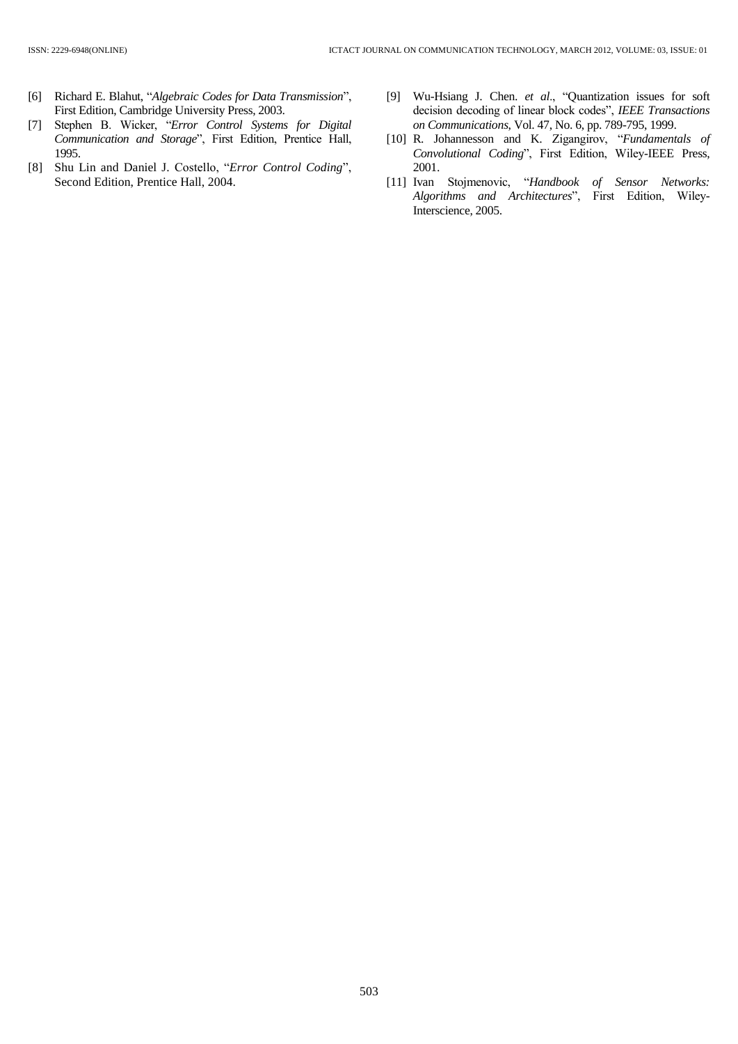[6] Richard E. Blahut, "*Algebraic Codes for Data Transmission*", First Edition, Cambridge University Press, 2003.

[7] Stephen B. Wicker, "*Error Control Systems for Digital Communication and Storage*", First Edition, Prentice Hall, 1995.

[8] Shu Lin and Daniel J. Costello, "*Error Control Coding*", Second Edition, Prentice Hall, 2004.

[9] Wu-Hsiang J. Chen. *et al*., "Quantization issues for soft decision decoding of linear block codes", *IEEE Transactions on Communications*, Vol. 47, No. 6, pp. 789-795, 1999.

[10] R. Johannesson and K. Zigangirov, "*Fundamentals of Convolutional Coding*", First Edition, Wiley-IEEE Press, 2001.

[11] Ivan Stojmenovic, "*Handbook of Sensor Networks: Algorithms and Architectures*", First Edition, Wiley-Interscience, 2005.